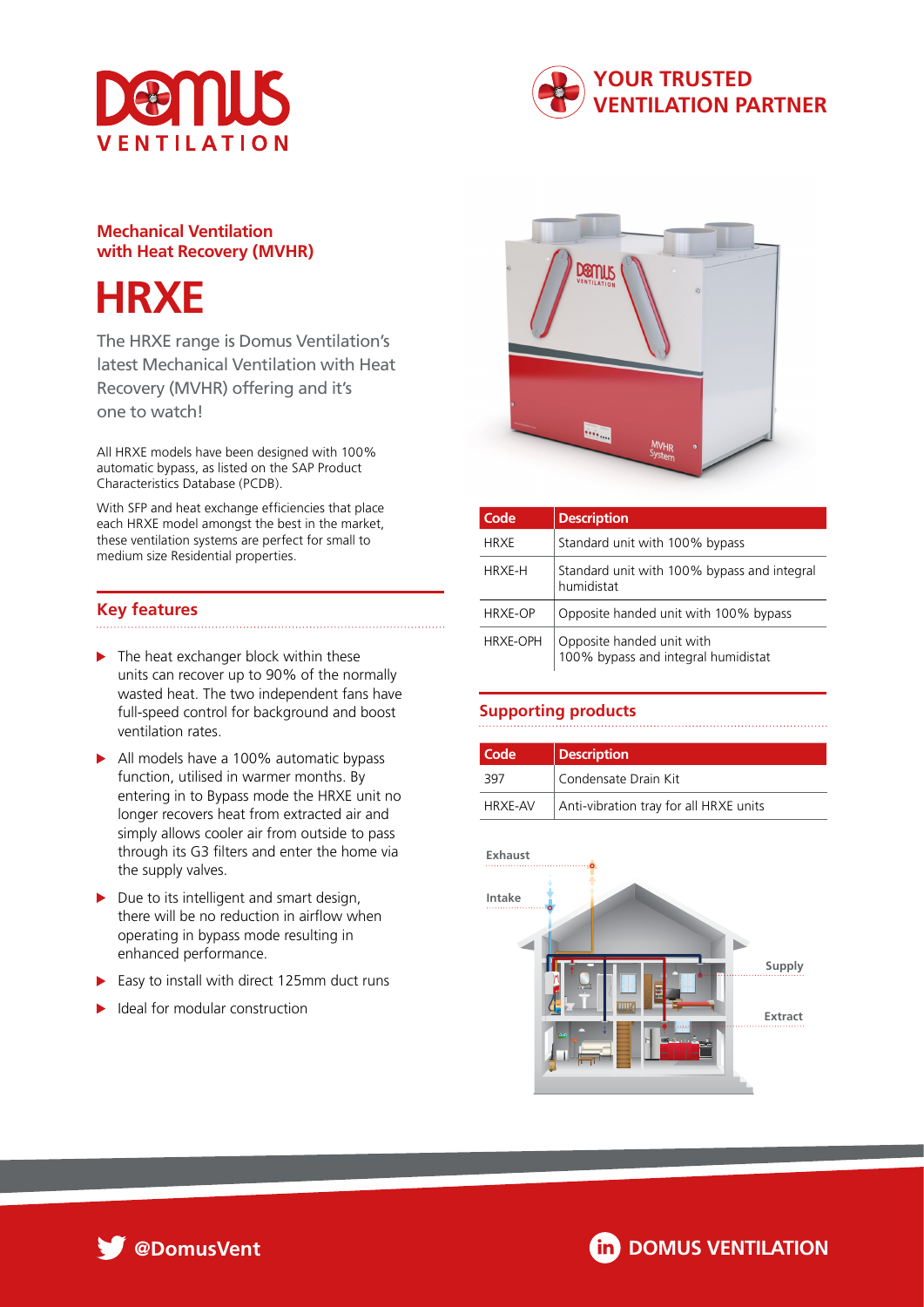# HRXE

**Mechanical Ventilation with Heat Recovery (MVHR)**

YOUR TRUSTED VENTILATION PARTNER

The HRXE range is Domus Ventilation's latest Mechanical Ventilation with Heat Recovery (MVHR) offering and it's one to watch!

All HRXE models have been designed with 100% automatic bypass, as listed on the SAP Product Characteristics Database (PCDB).

With SFP and heat exchange efficiencies that place each HRXE model amongst the best in the market, these ventilation systems are perfect for small to medium size Residential properties.

## Key features

- The heat exchanger block within these units can recover up to 90% of the normally wasted heat. The two independent fans have full-speed control for background and boost ventilation rates.
- All models have a 100% automatic bypass function, utilised in warmer months. By entering in to Bypass mode the HRXE unit no longer recovers heat from extracted air and simply allows cooler air from outside to pass through its G3 filters and enter the home via the supply valves.
- Due to its intelligent and smart design, there will be no reduction in airflow when operating in bypass mode resulting in enhanced performance.
- Easy to install with direct 125mm duct runs
- Ideal for modular construction

| Code | Description |
| --- | --- |
| HRXE | Standard unit with 100% bypass |
| HRXE-H | Standard unit with 100% bypass and integral humidistat |
| HRXE-OP | Opposite handed unit with 100% bypass |
| HRXE-OPH | Opposite handed unit with 100% bypass and integral humidistat |

## Supporting products

| Code | Description |
| --- | --- |
| 397 | Condensate Drain Kit |
| HRXE-AV | Anti-vibration tray for all HRXE units |

Exhaust

Intake

Supply

Extract

@DomusVent

DOMUS VENTILATION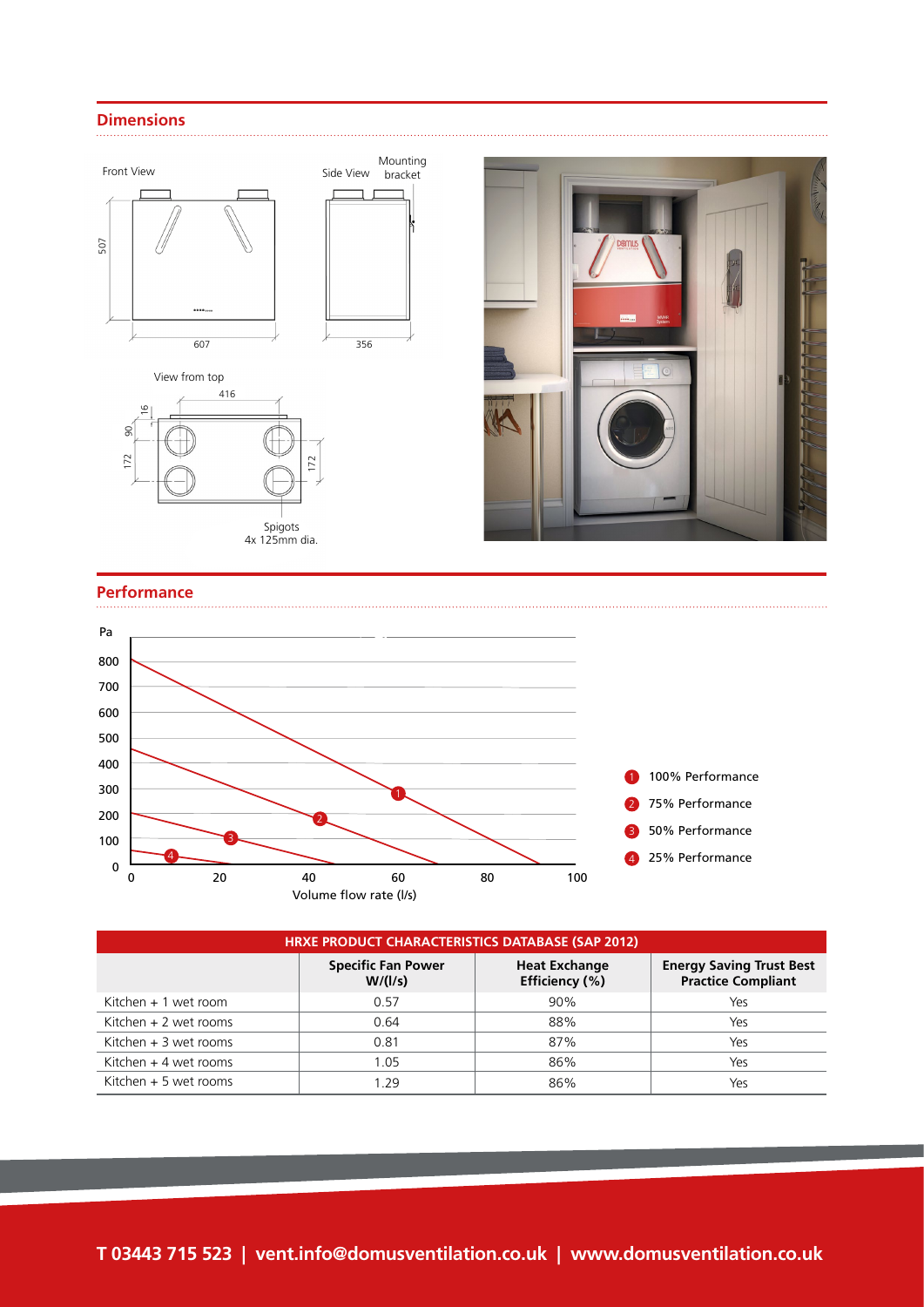## Dimensions

Front View

Side View

Mounting bracket

507

607

356

View from top

416

16

90

172

172

Spigots
4x 125mm dia.

## Performance

Pa

800
700
600
500
400
300
200
100
0

0 20 40 60 80 100

Volume flow rate (l/s)

1 100% Performance

2 75% Performance

3 50% Performance

4 25% Performance

| HRXE PRODUCT CHARACTERISTICS DATABASE (SAP 2012) | | | |
|---|---|---|---|
| | **Specific Fan Power W/(l/s)** | **Heat Exchange Efficiency (%)** | **Energy Saving Trust Best Practice Compliant** |
| Kitchen + 1 wet room | 0.57 | 90% | Yes |
| Kitchen + 2 wet rooms | 0.64 | 88% | Yes |
| Kitchen + 3 wet rooms | 0.81 | 87% | Yes |
| Kitchen + 4 wet rooms | 1.05 | 86% | Yes |
| Kitchen + 5 wet rooms | 1.29 | 86% | Yes |

**T 03443 715 523 | vent.info@domusventilation.co.uk | www.domusventilation.co.uk**